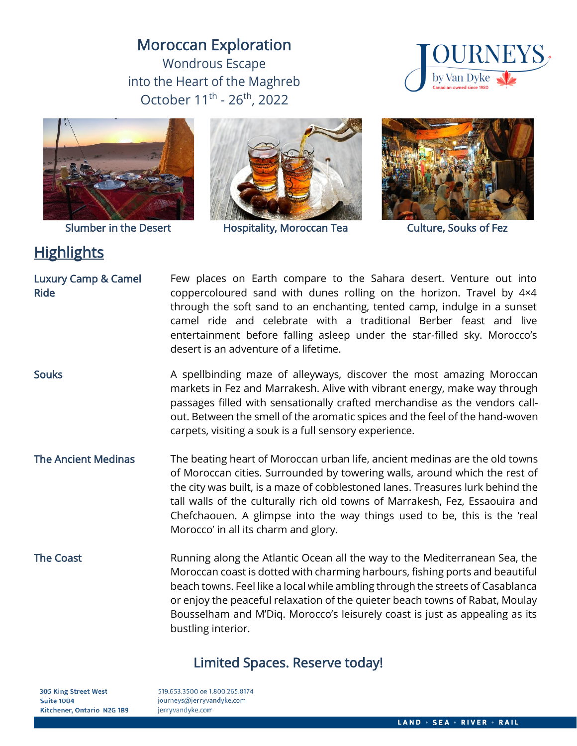# Moroccan Exploration

Wondrous Escape
into the Heart of the Maghreb
October 11th - 26th, 2022

JOURNEYS by Van Dyke
Canadian owned since 1980

Slumber in the Desert

Hospitality, Moroccan Tea

Culture, Souks of Fez

## Highlights

**Luxury Camp & Camel Ride**

Few places on Earth compare to the Sahara desert. Venture out into coppercoloured sand with dunes rolling on the horizon. Travel by 4×4 through the soft sand to an enchanting, tented camp, indulge in a sunset camel ride and celebrate with a traditional Berber feast and live entertainment before falling asleep under the star-filled sky. Morocco's desert is an adventure of a lifetime.

**Souks**

A spellbinding maze of alleyways, discover the most amazing Moroccan markets in Fez and Marrakesh. Alive with vibrant energy, make way through passages filled with sensationally crafted merchandise as the vendors call-out. Between the smell of the aromatic spices and the feel of the hand-woven carpets, visiting a souk is a full sensory experience.

**The Ancient Medinas**

The beating heart of Moroccan urban life, ancient medinas are the old towns of Moroccan cities. Surrounded by towering walls, around which the rest of the city was built, is a maze of cobblestoned lanes. Treasures lurk behind the tall walls of the culturally rich old towns of Marrakesh, Fez, Essaouira and Chefchaouen. A glimpse into the way things used to be, this is the 'real Morocco' in all its charm and glory.

**The Coast**

Running along the Atlantic Ocean all the way to the Mediterranean Sea, the Moroccan coast is dotted with charming harbours, fishing ports and beautiful beach towns. Feel like a local while ambling through the streets of Casablanca or enjoy the peaceful relaxation of the quieter beach towns of Rabat, Moulay Bousselham and M'Diq. Morocco's leisurely coast is just as appealing as its bustling interior.

**Limited Spaces. Reserve today!**

305 King Street West
Suite 1004
Kitchener, Ontario N2G 1B9

519.653.3500 or 1.800.265.8174
journeys@jerryvandyke.com
jerryvandyke.com

LAND • SEA • RIVER • RAIL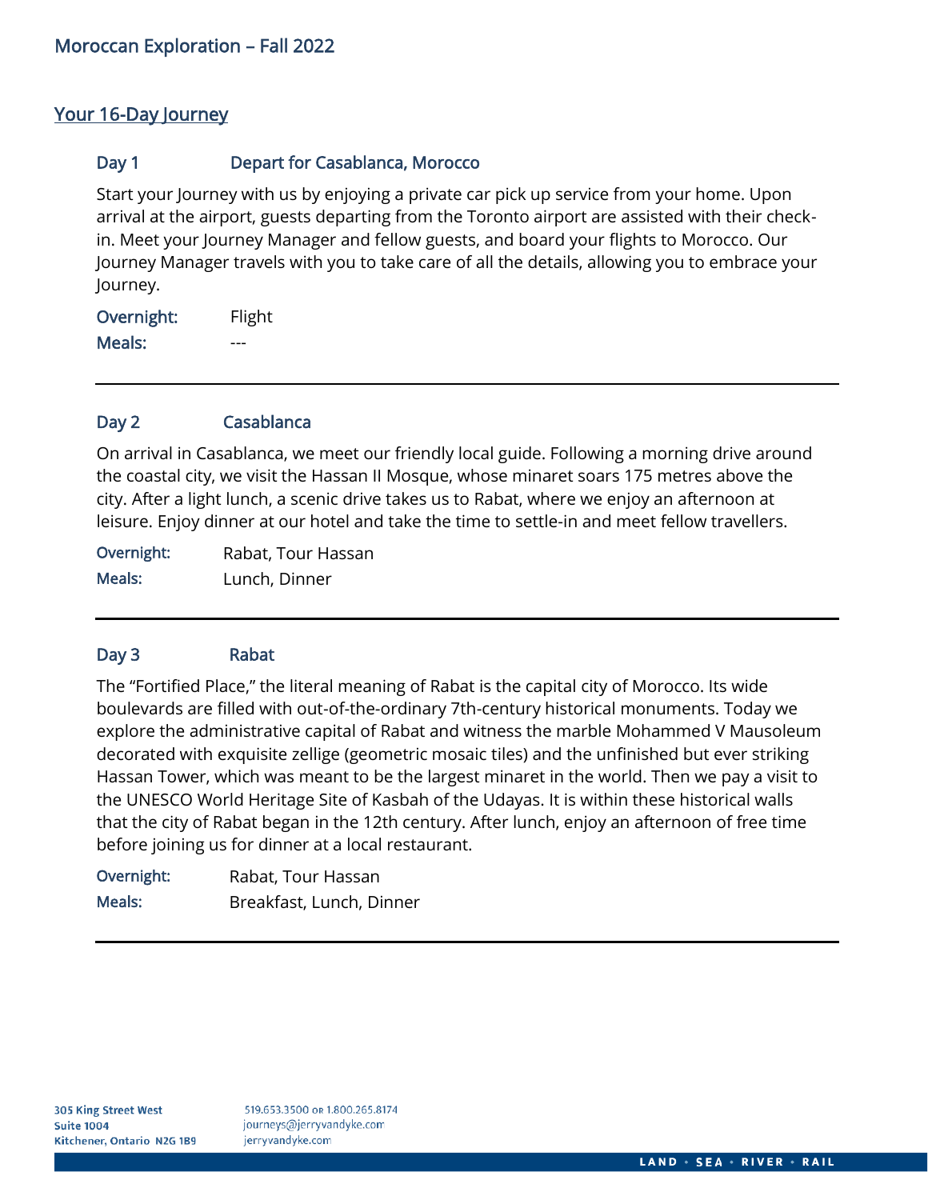## Moroccan Exploration – Fall 2022

### Your 16-Day Journey

#### Day 1 Depart for Casablanca, Morocco

Start your Journey with us by enjoying a private car pick up service from your home. Upon arrival at the airport, guests departing from the Toronto airport are assisted with their check-in. Meet your Journey Manager and fellow guests, and board your flights to Morocco. Our Journey Manager travels with you to take care of all the details, allowing you to embrace your Journey.

**Overnight:** Flight
**Meals:** ---

---

#### Day 2 Casablanca

On arrival in Casablanca, we meet our friendly local guide. Following a morning drive around the coastal city, we visit the Hassan II Mosque, whose minaret soars 175 metres above the city. After a light lunch, a scenic drive takes us to Rabat, where we enjoy an afternoon at leisure. Enjoy dinner at our hotel and take the time to settle-in and meet fellow travellers.

**Overnight:** Rabat, Tour Hassan
**Meals:** Lunch, Dinner

---

#### Day 3 Rabat

The "Fortified Place," the literal meaning of Rabat is the capital city of Morocco. Its wide boulevards are filled with out-of-the-ordinary 7th-century historical monuments. Today we explore the administrative capital of Rabat and witness the marble Mohammed V Mausoleum decorated with exquisite zellige (geometric mosaic tiles) and the unfinished but ever striking Hassan Tower, which was meant to be the largest minaret in the world. Then we pay a visit to the UNESCO World Heritage Site of Kasbah of the Udayas. It is within these historical walls that the city of Rabat began in the 12th century. After lunch, enjoy an afternoon of free time before joining us for dinner at a local restaurant.

**Overnight:** Rabat, Tour Hassan
**Meals:** Breakfast, Lunch, Dinner

---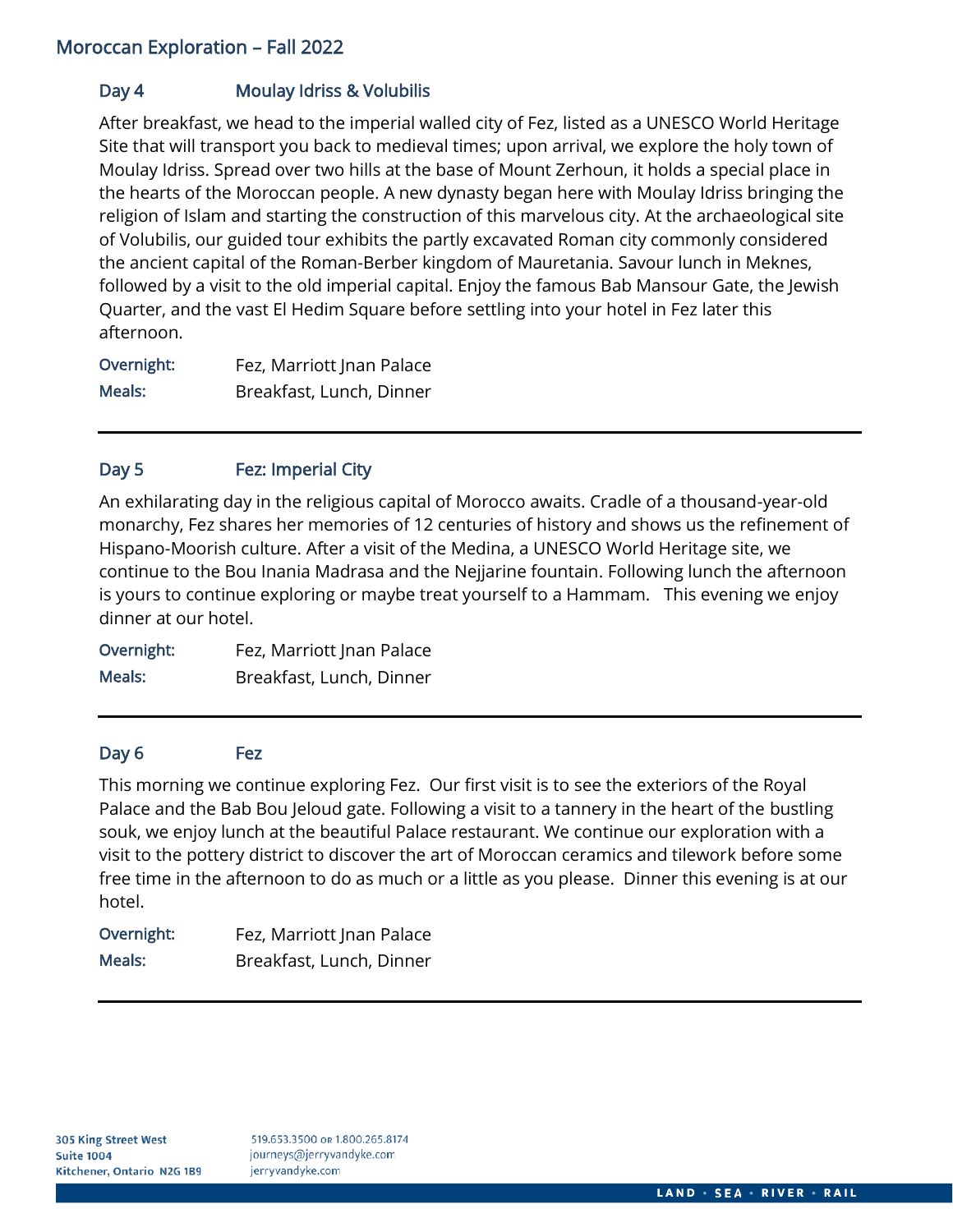## Day 4 Moulay Idriss & Volubilis

After breakfast, we head to the imperial walled city of Fez, listed as a UNESCO World Heritage Site that will transport you back to medieval times; upon arrival, we explore the holy town of Moulay Idriss. Spread over two hills at the base of Mount Zerhoun, it holds a special place in the hearts of the Moroccan people. A new dynasty began here with Moulay Idriss bringing the religion of Islam and starting the construction of this marvelous city. At the archaeological site of Volubilis, our guided tour exhibits the partly excavated Roman city commonly considered the ancient capital of the Roman-Berber kingdom of Mauretania. Savour lunch in Meknes, followed by a visit to the old imperial capital. Enjoy the famous Bab Mansour Gate, the Jewish Quarter, and the vast El Hedim Square before settling into your hotel in Fez later this afternoon.

**Overnight:** Fez, Marriott Jnan Palace
**Meals:** Breakfast, Lunch, Dinner

---

## Day 5 Fez: Imperial City

An exhilarating day in the religious capital of Morocco awaits. Cradle of a thousand-year-old monarchy, Fez shares her memories of 12 centuries of history and shows us the refinement of Hispano-Moorish culture. After a visit of the Medina, a UNESCO World Heritage site, we continue to the Bou Inania Madrasa and the Nejjarine fountain. Following lunch the afternoon is yours to continue exploring or maybe treat yourself to a Hammam. This evening we enjoy dinner at our hotel.

**Overnight:** Fez, Marriott Jnan Palace
**Meals:** Breakfast, Lunch, Dinner

---

## Day 6 Fez

This morning we continue exploring Fez. Our first visit is to see the exteriors of the Royal Palace and the Bab Bou Jeloud gate. Following a visit to a tannery in the heart of the bustling souk, we enjoy lunch at the beautiful Palace restaurant. We continue our exploration with a visit to the pottery district to discover the art of Moroccan ceramics and tilework before some free time in the afternoon to do as much or a little as you please. Dinner this evening is at our hotel.

**Overnight:** Fez, Marriott Jnan Palace
**Meals:** Breakfast, Lunch, Dinner

---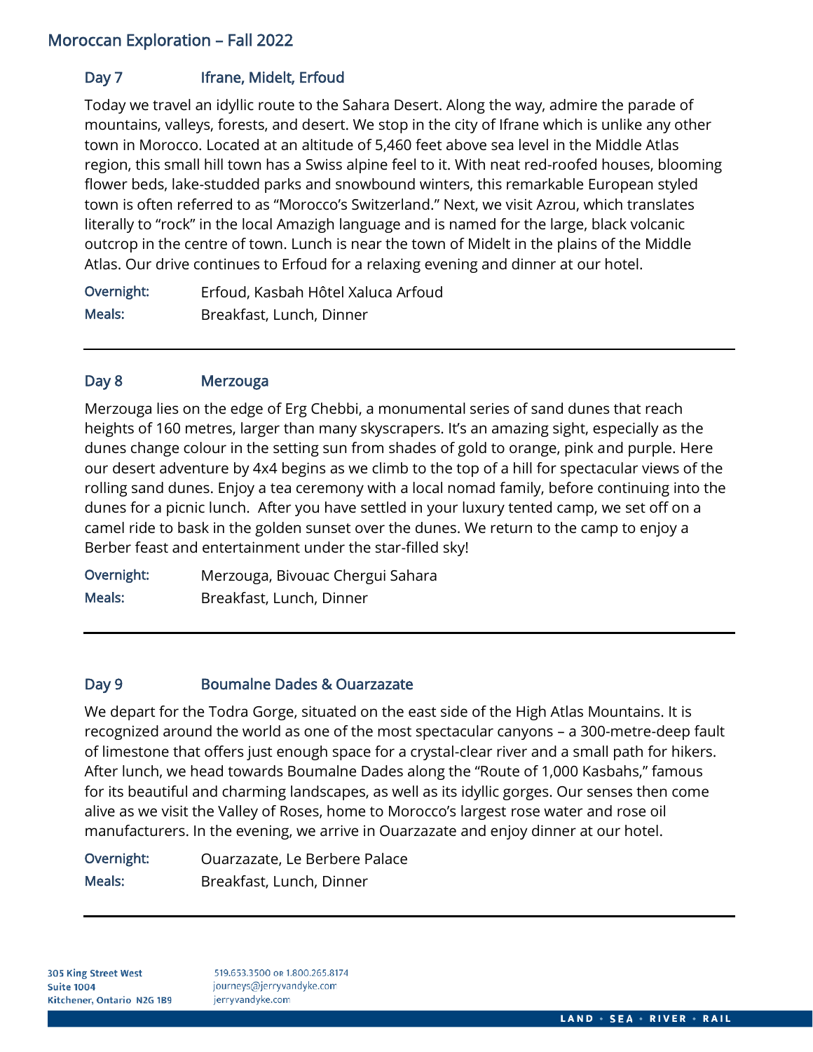## Day 7 Ifrane, Midelt, Erfoud

Today we travel an idyllic route to the Sahara Desert. Along the way, admire the parade of mountains, valleys, forests, and desert. We stop in the city of Ifrane which is unlike any other town in Morocco. Located at an altitude of 5,460 feet above sea level in the Middle Atlas region, this small hill town has a Swiss alpine feel to it. With neat red-roofed houses, blooming flower beds, lake-studded parks and snowbound winters, this remarkable European styled town is often referred to as "Morocco's Switzerland." Next, we visit Azrou, which translates literally to "rock" in the local Amazigh language and is named for the large, black volcanic outcrop in the centre of town. Lunch is near the town of Midelt in the plains of the Middle Atlas. Our drive continues to Erfoud for a relaxing evening and dinner at our hotel.

**Overnight:** Erfoud, Kasbah Hôtel Xaluca Arfoud
**Meals:** Breakfast, Lunch, Dinner

---

## Day 8 Merzouga

Merzouga lies on the edge of Erg Chebbi, a monumental series of sand dunes that reach heights of 160 metres, larger than many skyscrapers. It's an amazing sight, especially as the dunes change colour in the setting sun from shades of gold to orange, pink and purple. Here our desert adventure by 4x4 begins as we climb to the top of a hill for spectacular views of the rolling sand dunes. Enjoy a tea ceremony with a local nomad family, before continuing into the dunes for a picnic lunch. After you have settled in your luxury tented camp, we set off on a camel ride to bask in the golden sunset over the dunes. We return to the camp to enjoy a Berber feast and entertainment under the star-filled sky!

**Overnight:** Merzouga, Bivouac Chergui Sahara
**Meals:** Breakfast, Lunch, Dinner

---

## Day 9 Boumalne Dades & Ouarzazate

We depart for the Todra Gorge, situated on the east side of the High Atlas Mountains. It is recognized around the world as one of the most spectacular canyons – a 300-metre-deep fault of limestone that offers just enough space for a crystal-clear river and a small path for hikers. After lunch, we head towards Boumalne Dades along the "Route of 1,000 Kasbahs," famous for its beautiful and charming landscapes, as well as its idyllic gorges. Our senses then come alive as we visit the Valley of Roses, home to Morocco's largest rose water and rose oil manufacturers. In the evening, we arrive in Ouarzazate and enjoy dinner at our hotel.

**Overnight:** Ouarzazate, Le Berbere Palace
**Meals:** Breakfast, Lunch, Dinner

---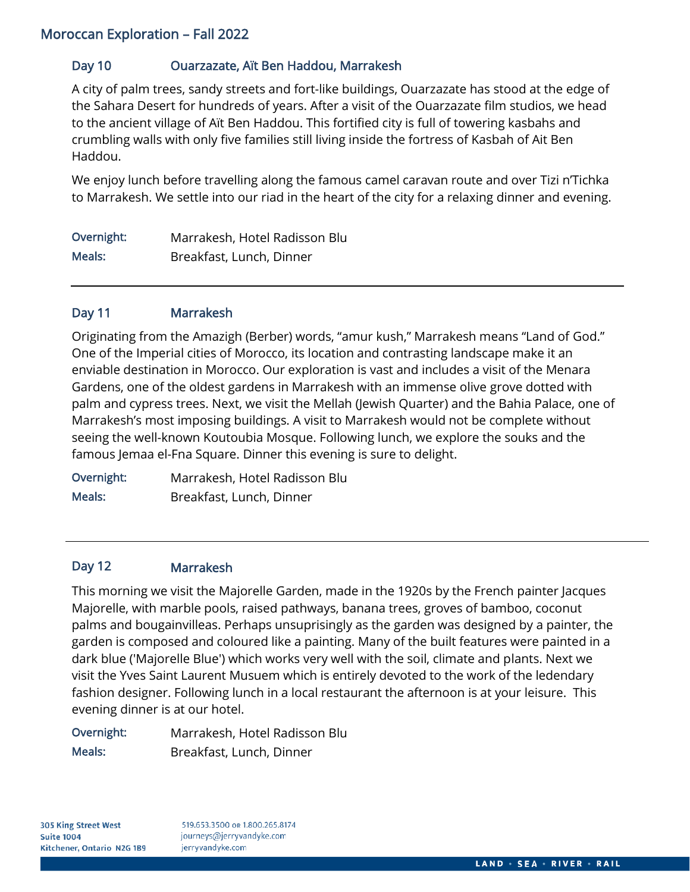## Day 10 Ouarzazate, Aït Ben Haddou, Marrakesh

A city of palm trees, sandy streets and fort-like buildings, Ouarzazate has stood at the edge of the Sahara Desert for hundreds of years. After a visit of the Ouarzazate film studios, we head to the ancient village of Aït Ben Haddou. This fortified city is full of towering kasbahs and crumbling walls with only five families still living inside the fortress of Kasbah of Ait Ben Haddou.

We enjoy lunch before travelling along the famous camel caravan route and over Tizi n'Tichka to Marrakesh. We settle into our riad in the heart of the city for a relaxing dinner and evening.

**Overnight:** Marrakesh, Hotel Radisson Blu
**Meals:** Breakfast, Lunch, Dinner

---

## Day 11 Marrakesh

Originating from the Amazigh (Berber) words, "amur kush," Marrakesh means "Land of God." One of the Imperial cities of Morocco, its location and contrasting landscape make it an enviable destination in Morocco. Our exploration is vast and includes a visit of the Menara Gardens, one of the oldest gardens in Marrakesh with an immense olive grove dotted with palm and cypress trees. Next, we visit the Mellah (Jewish Quarter) and the Bahia Palace, one of Marrakesh's most imposing buildings. A visit to Marrakesh would not be complete without seeing the well-known Koutoubia Mosque. Following lunch, we explore the souks and the famous Jemaa el-Fna Square. Dinner this evening is sure to delight.

**Overnight:** Marrakesh, Hotel Radisson Blu
**Meals:** Breakfast, Lunch, Dinner

---

## Day 12 Marrakesh

This morning we visit the Majorelle Garden, made in the 1920s by the French painter Jacques Majorelle, with marble pools, raised pathways, banana trees, groves of bamboo, coconut palms and bougainvilleas. Perhaps unsuprisingly as the garden was designed by a painter, the garden is composed and coloured like a painting. Many of the built features were painted in a dark blue ('Majorelle Blue') which works very well with the soil, climate and plants. Next we visit the Yves Saint Laurent Musuem which is entirely devoted to the work of the ledendary fashion designer. Following lunch in a local restaurant the afternoon is at your leisure. This evening dinner is at our hotel.

**Overnight:** Marrakesh, Hotel Radisson Blu
**Meals:** Breakfast, Lunch, Dinner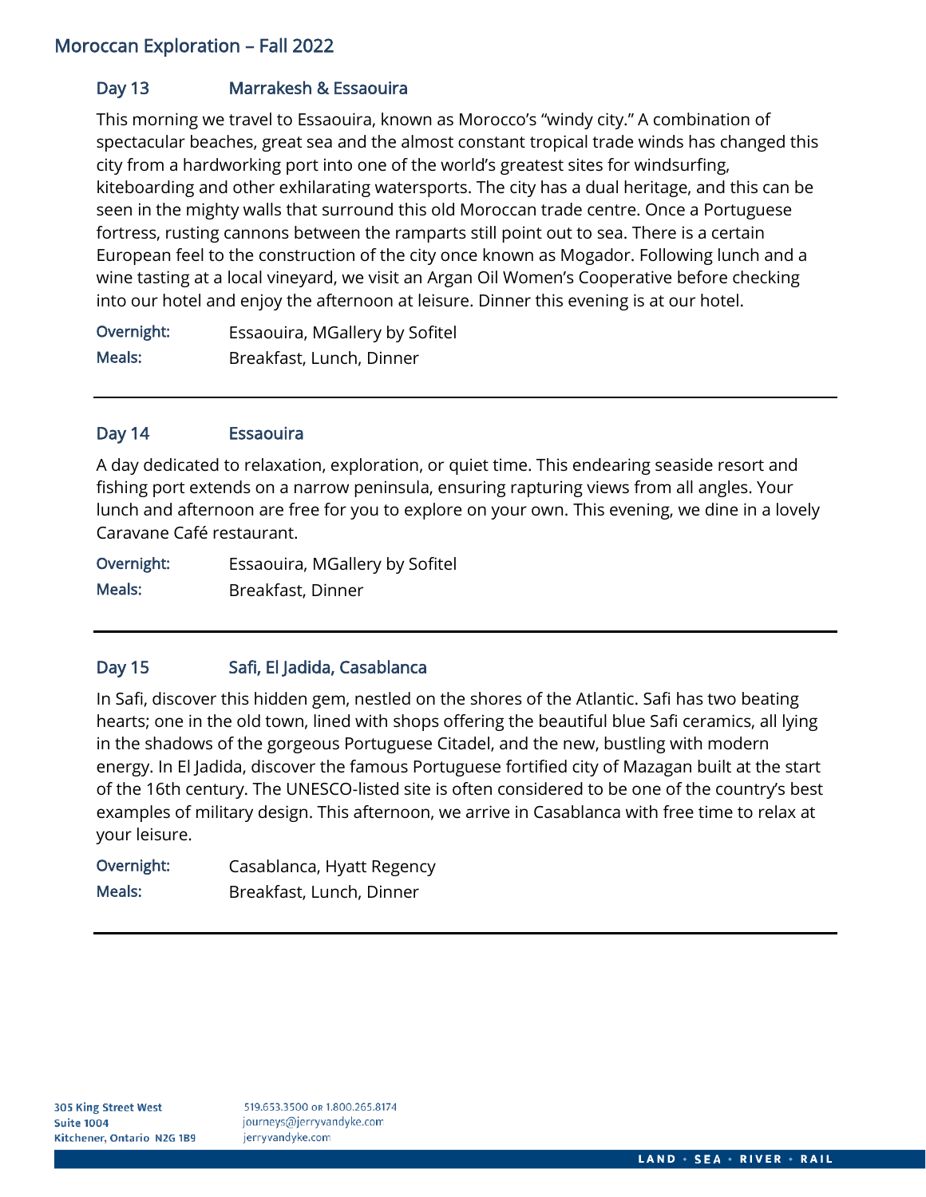## Day 13 Marrakesh & Essaouira

This morning we travel to Essaouira, known as Morocco's "windy city." A combination of spectacular beaches, great sea and the almost constant tropical trade winds has changed this city from a hardworking port into one of the world's greatest sites for windsurfing, kiteboarding and other exhilarating watersports. The city has a dual heritage, and this can be seen in the mighty walls that surround this old Moroccan trade centre. Once a Portuguese fortress, rusting cannons between the ramparts still point out to sea. There is a certain European feel to the construction of the city once known as Mogador. Following lunch and a wine tasting at a local vineyard, we visit an Argan Oil Women's Cooperative before checking into our hotel and enjoy the afternoon at leisure. Dinner this evening is at our hotel.

**Overnight:** Essaouira, MGallery by Sofitel
**Meals:** Breakfast, Lunch, Dinner

---

## Day 14 Essaouira

A day dedicated to relaxation, exploration, or quiet time. This endearing seaside resort and fishing port extends on a narrow peninsula, ensuring rapturing views from all angles. Your lunch and afternoon are free for you to explore on your own. This evening, we dine in a lovely Caravane Café restaurant.

**Overnight:** Essaouira, MGallery by Sofitel
**Meals:** Breakfast, Dinner

---

## Day 15 Safi, El Jadida, Casablanca

In Safi, discover this hidden gem, nestled on the shores of the Atlantic. Safi has two beating hearts; one in the old town, lined with shops offering the beautiful blue Safi ceramics, all lying in the shadows of the gorgeous Portuguese Citadel, and the new, bustling with modern energy. In El Jadida, discover the famous Portuguese fortified city of Mazagan built at the start of the 16th century. The UNESCO-listed site is often considered to be one of the country's best examples of military design. This afternoon, we arrive in Casablanca with free time to relax at your leisure.

**Overnight:** Casablanca, Hyatt Regency
**Meals:** Breakfast, Lunch, Dinner

---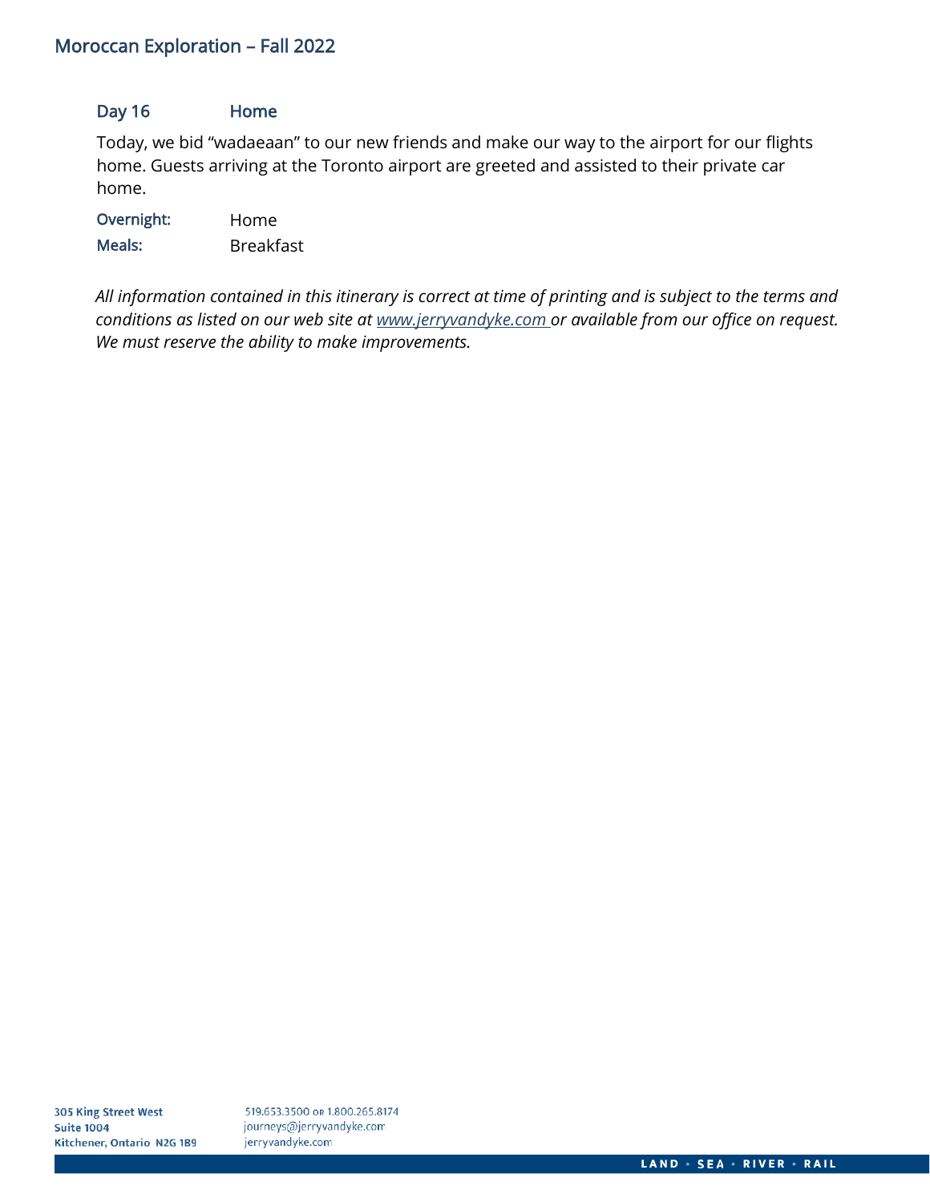## Day 16 Home

Today, we bid "wadaeaan" to our new friends and make our way to the airport for our flights home. Guests arriving at the Toronto airport are greeted and assisted to their private car home.

**Overnight:** Home
**Meals:** Breakfast

*All information contained in this itinerary is correct at time of printing and is subject to the terms and conditions as listed on our web site at www.jerryvandyke.com or available from our office on request. We must reserve the ability to make improvements.*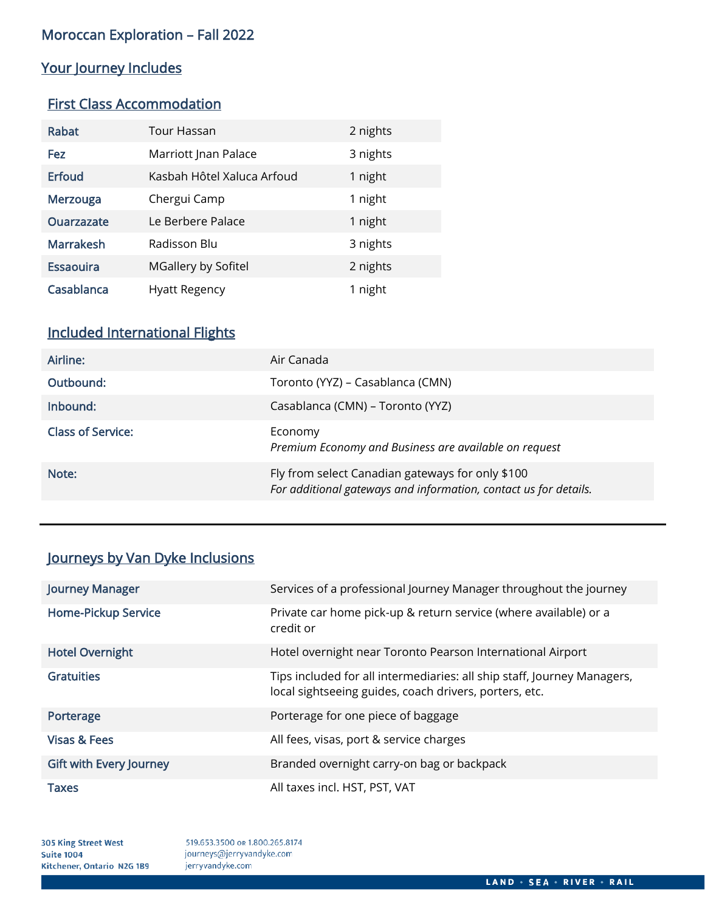## Moroccan Exploration – Fall 2022

### Your Journey Includes

#### First Class Accommodation

| | | |
|---|---|---|
| Rabat | Tour Hassan | 2 nights |
| Fez | Marriott Jnan Palace | 3 nights |
| Erfoud | Kasbah Hôtel Xaluca Arfoud | 1 night |
| Merzouga | Chergui Camp | 1 night |
| Ouarzazate | Le Berbere Palace | 1 night |
| Marrakesh | Radisson Blu | 3 nights |
| Essaouira | MGallery by Sofitel | 2 nights |
| Casablanca | Hyatt Regency | 1 night |

#### Included International Flights

| | |
|---|---|
| Airline: | Air Canada |
| Outbound: | Toronto (YYZ) – Casablanca (CMN) |
| Inbound: | Casablanca (CMN) – Toronto (YYZ) |
| Class of Service: | Economy<br>*Premium Economy and Business are available on request* |
| Note: | Fly from select Canadian gateways for only $100<br>*For additional gateways and information, contact us for details.* |

---

#### Journeys by Van Dyke Inclusions

| | |
|---|---|
| Journey Manager | Services of a professional Journey Manager throughout the journey |
| Home-Pickup Service | Private car home pick-up & return service (where available) or a credit or |
| Hotel Overnight | Hotel overnight near Toronto Pearson International Airport |
| Gratuities | Tips included for all intermediaries: all ship staff, Journey Managers, local sightseeing guides, coach drivers, porters, etc. |
| Porterage | Porterage for one piece of baggage |
| Visas & Fees | All fees, visas, port & service charges |
| Gift with Every Journey | Branded overnight carry-on bag or backpack |
| Taxes | All taxes incl. HST, PST, VAT |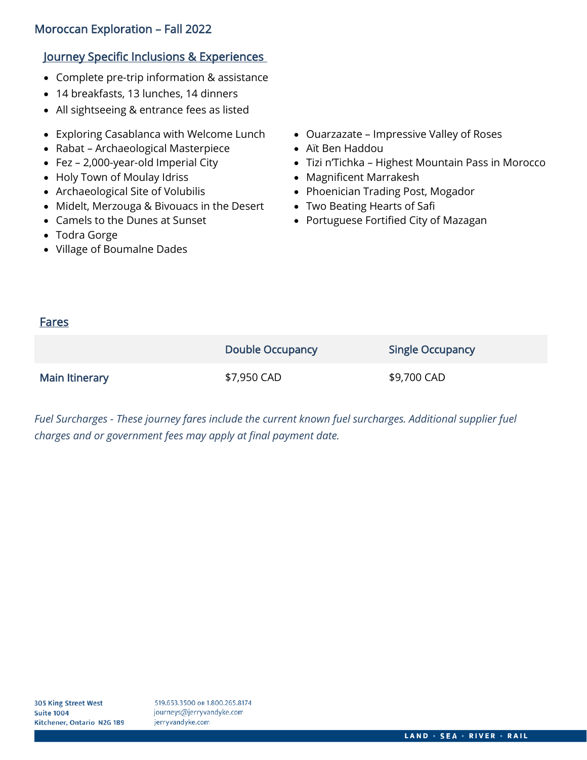## Moroccan Exploration – Fall 2022

### Journey Specific Inclusions & Experiences

- Complete pre-trip information & assistance
- 14 breakfasts, 13 lunches, 14 dinners
- All sightseeing & entrance fees as listed

- Exploring Casablanca with Welcome Lunch
- Rabat – Archaeological Masterpiece
- Fez – 2,000-year-old Imperial City
- Holy Town of Moulay Idriss
- Archaeological Site of Volubilis
- Midelt, Merzouga & Bivouacs in the Desert
- Camels to the Dunes at Sunset
- Todra Gorge
- Village of Boumalne Dades
- Ouarzazate – Impressive Valley of Roses
- Aït Ben Haddou
- Tizi n'Tichka – Highest Mountain Pass in Morocco
- Magnificent Marrakesh
- Phoenician Trading Post, Mogador
- Two Beating Hearts of Safi
- Portuguese Fortified City of Mazagan

### Fares

| | Double Occupancy | Single Occupancy |
|---|---|---|
| **Main Itinerary** | $7,950 CAD | $9,700 CAD |

*Fuel Surcharges - These journey fares include the current known fuel surcharges. Additional supplier fuel charges and or government fees may apply at final payment date.*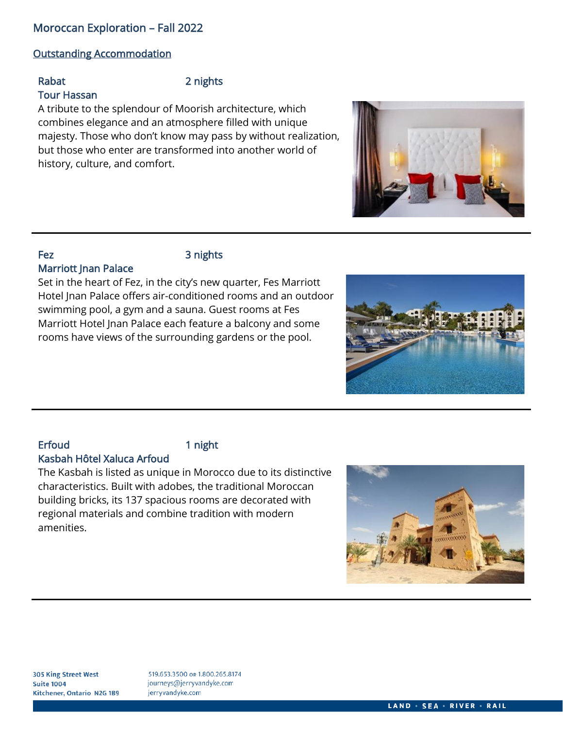## Moroccan Exploration – Fall 2022

### Outstanding Accommodation

**Rabat** — 2 nights
**Tour Hassan**

A tribute to the splendour of Moorish architecture, which combines elegance and an atmosphere filled with unique majesty. Those who don't know may pass by without realization, but those who enter are transformed into another world of history, culture, and comfort.

---

**Fez** — 3 nights
**Marriott Jnan Palace**

Set in the heart of Fez, in the city's new quarter, Fes Marriott Hotel Jnan Palace offers air-conditioned rooms and an outdoor swimming pool, a gym and a sauna. Guest rooms at Fes Marriott Hotel Jnan Palace each feature a balcony and some rooms have views of the surrounding gardens or the pool.

---

**Erfoud** — 1 night
**Kasbah Hôtel Xaluca Arfoud**

The Kasbah is listed as unique in Morocco due to its distinctive characteristics. Built with adobes, the traditional Moroccan building bricks, its 137 spacious rooms are decorated with regional materials and combine tradition with modern amenities.

---

305 King Street West
Suite 1004
Kitchener, Ontario N2G 1B9

519.653.3500 or 1.800.265.8174
journeys@jerryvandyke.com
jerryvandyke.com

LAND • SEA • RIVER • RAIL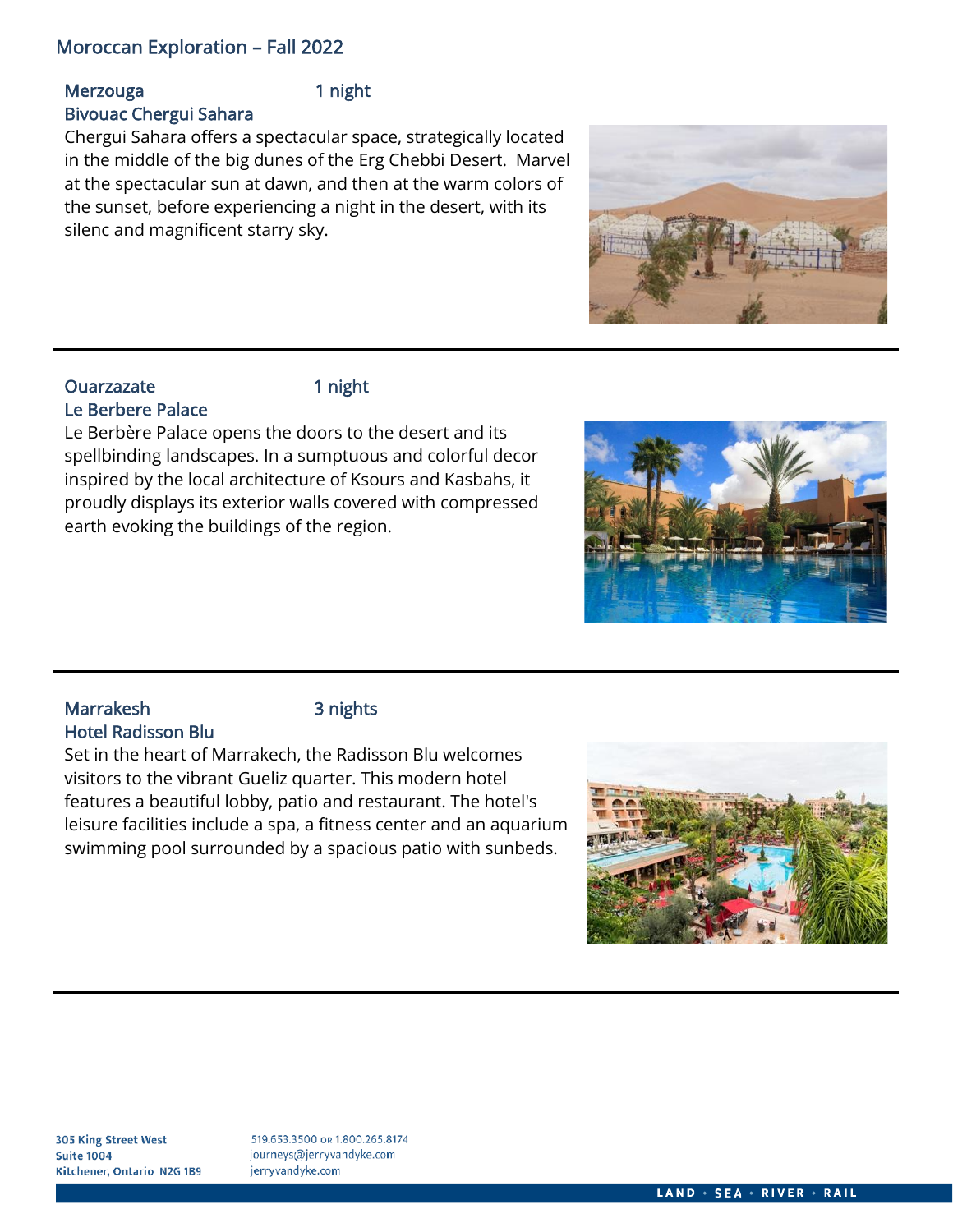## Moroccan Exploration – Fall 2022

### Merzouga 1 night

### Bivouac Chergui Sahara

Chergui Sahara offers a spectacular space, strategically located in the middle of the big dunes of the Erg Chebbi Desert. Marvel at the spectacular sun at dawn, and then at the warm colors of the sunset, before experiencing a night in the desert, with its silenc and magnificent starry sky.

---

### Ouarzazate 1 night

### Le Berbere Palace

Le Berbère Palace opens the doors to the desert and its spellbinding landscapes. In a sumptuous and colorful decor inspired by the local architecture of Ksours and Kasbahs, it proudly displays its exterior walls covered with compressed earth evoking the buildings of the region.

---

### Marrakesh 3 nights

### Hotel Radisson Blu

Set in the heart of Marrakech, the Radisson Blu welcomes visitors to the vibrant Gueliz quarter. This modern hotel features a beautiful lobby, patio and restaurant. The hotel's leisure facilities include a spa, a fitness center and an aquarium swimming pool surrounded by a spacious patio with sunbeds.

---

305 King Street West
Suite 1004
Kitchener, Ontario N2G 1B9

519.653.3500 or 1.800.265.8174
journeys@jerryvandyke.com
jerryvandyke.com

LAND • SEA • RIVER • RAIL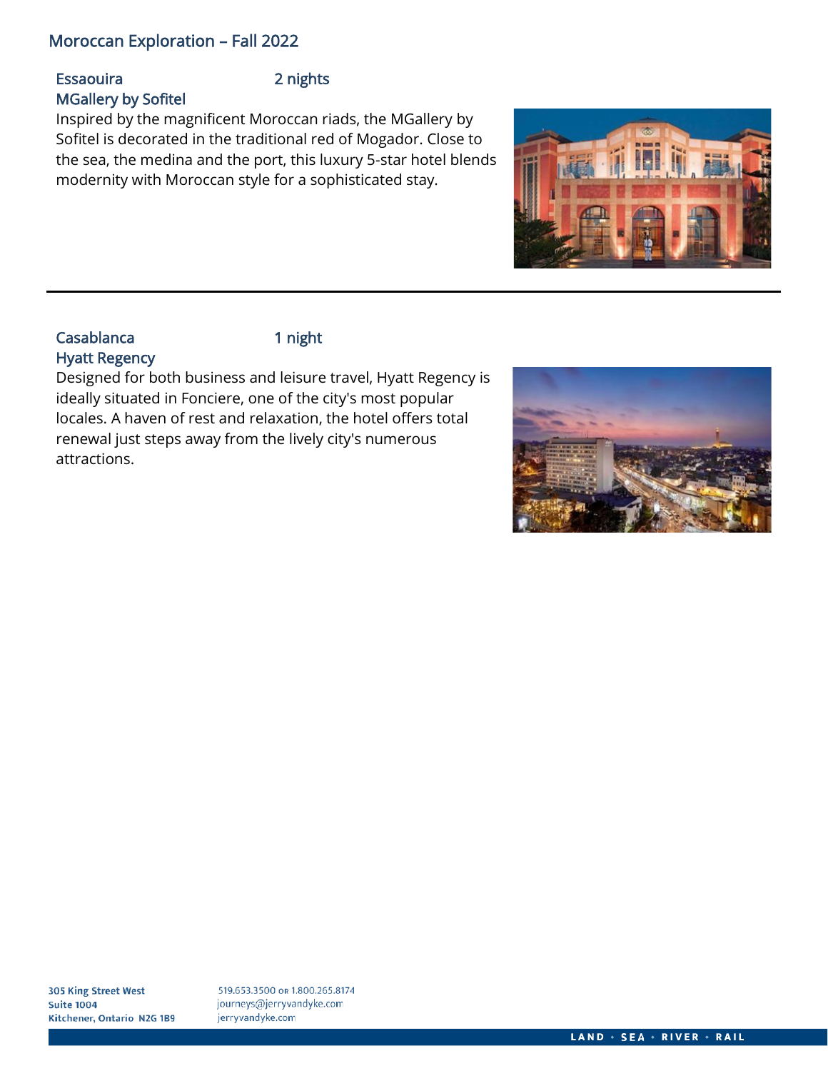## Moroccan Exploration – Fall 2022

### Essaouira — 2 nights

**MGallery by Sofitel**

Inspired by the magnificent Moroccan riads, the MGallery by Sofitel is decorated in the traditional red of Mogador. Close to the sea, the medina and the port, this luxury 5-star hotel blends modernity with Moroccan style for a sophisticated stay.

---

### Casablanca — 1 night

**Hyatt Regency**

Designed for both business and leisure travel, Hyatt Regency is ideally situated in Fonciere, one of the city's most popular locales. A haven of rest and relaxation, the hotel offers total renewal just steps away from the lively city's numerous attractions.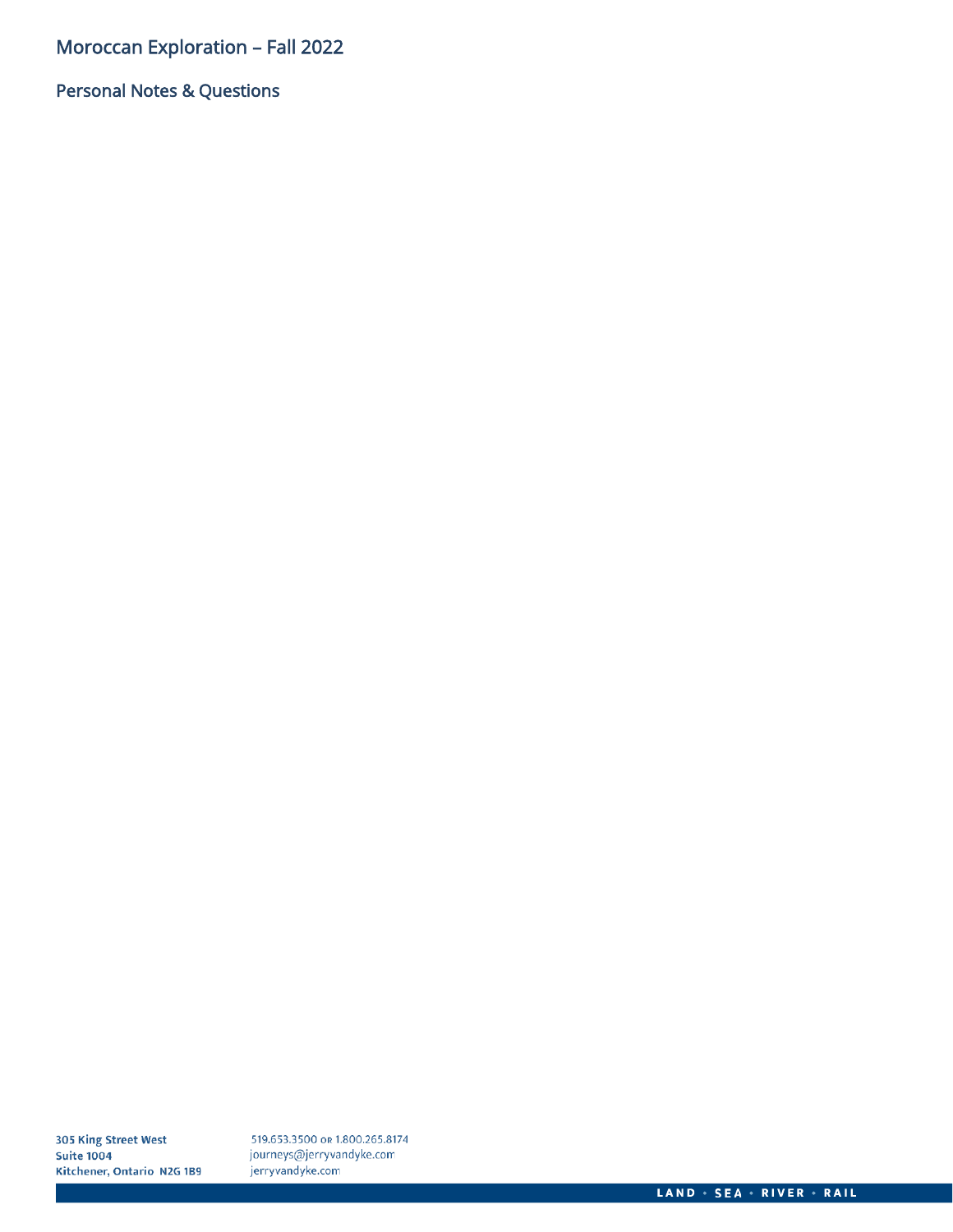## Personal Notes & Questions